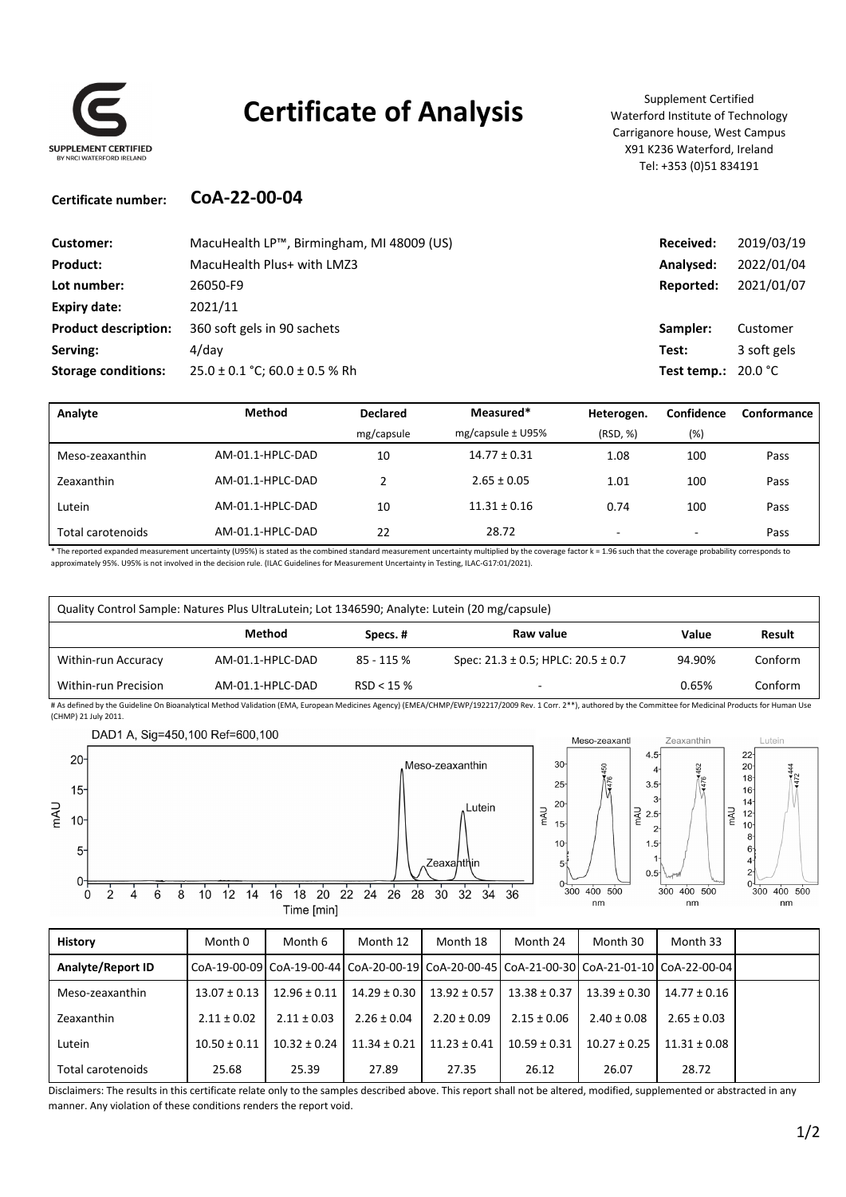SUPPLEMENT CERTIFIED
BY NRCI WATERFORD IRELAND

# Certificate of Analysis

Supplement Certified
Waterford Institute of Technology
Carriganore house, West Campus
X91 K236 Waterford, Ireland
Tel: +353 (0)51 834191

**Certificate number:** **CoA-22-00-04**

| | | | |
|---|---|---|---|
| **Customer:** | MacuHealth LP™, Birmingham, MI 48009 (US) | **Received:** | 2019/03/19 |
| **Product:** | MacuHealth Plus+ with LMZ3 | **Analysed:** | 2022/01/04 |
| **Lot number:** | 26050-F9 | **Reported:** | 2021/01/07 |
| **Expiry date:** | 2021/11 | | |
| **Product description:** | 360 soft gels in 90 sachets | **Sampler:** | Customer |
| **Serving:** | 4/day | **Test:** | 3 soft gels |
| **Storage conditions:** | 25.0 ± 0.1 °C; 60.0 ± 0.5 % Rh | **Test temp.:** | 20.0 °C |

| Analyte | Method | Declared | Measured* | Heterogen. | Confidence | Conformance |
|---|---|---|---|---|---|---|
| | | mg/capsule | mg/capsule ± U95% | (RSD, %) | (%) | |
| Meso-zeaxanthin | AM-01.1-HPLC-DAD | 10 | 14.77 ± 0.31 | 1.08 | 100 | Pass |
| Zeaxanthin | AM-01.1-HPLC-DAD | 2 | 2.65 ± 0.05 | 1.01 | 100 | Pass |
| Lutein | AM-01.1-HPLC-DAD | 10 | 11.31 ± 0.16 | 0.74 | 100 | Pass |
| Total carotenoids | AM-01.1-HPLC-DAD | 22 | 28.72 | - | - | Pass |

\* The reported expanded measurement uncertainty (U95%) is stated as the combined standard measurement uncertainty multiplied by the coverage factor k = 1.96 such that the coverage probability corresponds to approximately 95%. U95% is not involved in the decision rule. (ILAC Guidelines for Measurement Uncertainty in Testing, ILAC-G17:01/2021).

| Quality Control Sample: Natures Plus UltraLutein; Lot 1346590; Analyte: Lutein (20 mg/capsule) | | | | | |
|---|---|---|---|---|---|
| | **Method** | **Specs. #** | **Raw value** | **Value** | **Result** |
| Within-run Accuracy | AM-01.1-HPLC-DAD | 85 - 115 % | Spec: 21.3 ± 0.5; HPLC: 20.5 ± 0.7 | 94.90% | Conform |
| Within-run Precision | AM-01.1-HPLC-DAD | RSD < 15 % | - | 0.65% | Conform |

\# As defined by the Guideline On Bioanalytical Method Validation (EMA, European Medicines Agency) (EMEA/CHMP/EWP/192217/2009 Rev. 1 Corr. 2**), authored by the Committee for Medicinal Products for Human Use (CHMP) 21 July 2011.

DAD1 A, Sig=450,100 Ref=600,100

| History | Month 0 | Month 6 | Month 12 | Month 18 | Month 24 | Month 30 | Month 33 | |
|---|---|---|---|---|---|---|---|---|
| **Analyte/Report ID** | CoA-19-00-09 | CoA-19-00-44 | CoA-20-00-19 | CoA-20-00-45 | CoA-21-00-30 | CoA-21-01-10 | CoA-22-00-04 | |
| Meso-zeaxanthin | 13.07 ± 0.13 | 12.96 ± 0.11 | 14.29 ± 0.30 | 13.92 ± 0.57 | 13.38 ± 0.37 | 13.39 ± 0.30 | 14.77 ± 0.16 | |
| Zeaxanthin | 2.11 ± 0.02 | 2.11 ± 0.03 | 2.26 ± 0.04 | 2.20 ± 0.09 | 2.15 ± 0.06 | 2.40 ± 0.08 | 2.65 ± 0.03 | |
| Lutein | 10.50 ± 0.11 | 10.32 ± 0.24 | 11.34 ± 0.21 | 11.23 ± 0.41 | 10.59 ± 0.31 | 10.27 ± 0.25 | 11.31 ± 0.08 | |
| Total carotenoids | 25.68 | 25.39 | 27.89 | 27.35 | 26.12 | 26.07 | 28.72 | |

Disclaimers: The results in this certificate relate only to the samples described above. This report shall not be altered, modified, supplemented or abstracted in any manner. Any violation of these conditions renders the report void.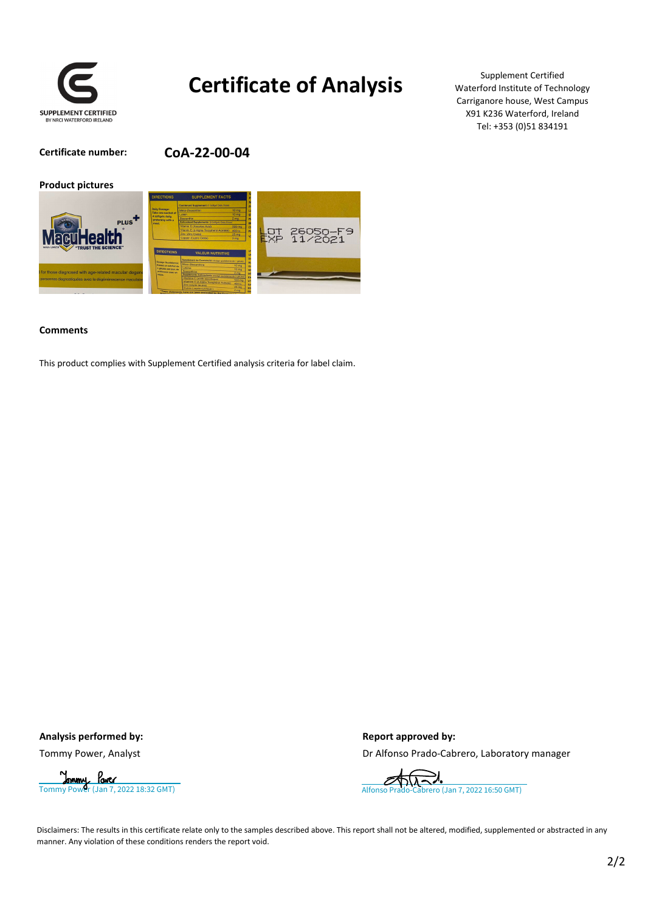# Certificate of Analysis

Supplement Certified
Waterford Institute of Technology
Carriganore house, West Campus
X91 K236 Waterford, Ireland
Tel: +353 (0)51 834191

**Certificate number:** **CoA-22-00-04**

**Product pictures**

**Comments**

This product complies with Supplement Certified analysis criteria for label claim.

**Analysis performed by:**

Tommy Power, Analyst

Tommy Power (Jan 7, 2022 18:32 GMT)

**Report approved by:**

Dr Alfonso Prado-Cabrero, Laboratory manager

Alfonso Prado-Cabrero (Jan 7, 2022 16:50 GMT)

Disclaimers: The results in this certificate relate only to the samples described above. This report shall not be altered, modified, supplemented or abstracted in any manner. Any violation of these conditions renders the report void.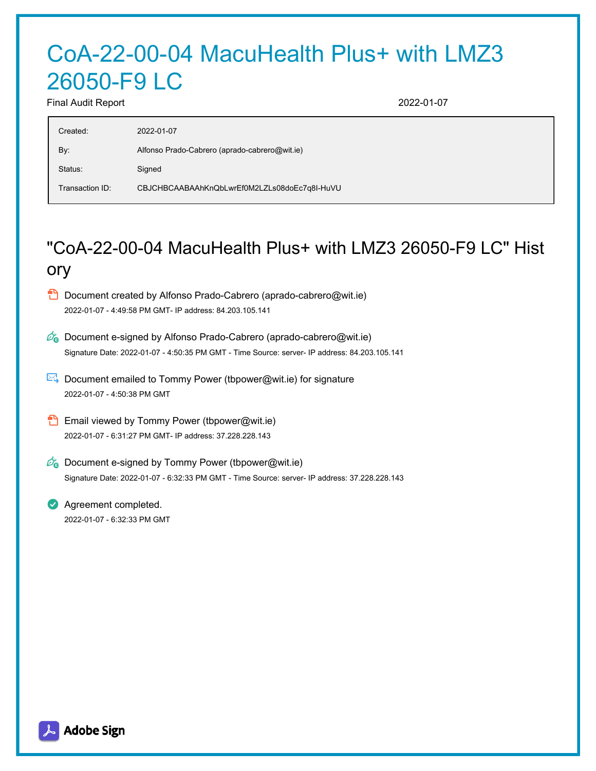# CoA-22-00-04 MacuHealth Plus+ with LMZ3 26050-F9 LC

Final Audit Report 2022-01-07

| | |
|---|---|
| Created: | 2022-01-07 |
| By: | Alfonso Prado-Cabrero (aprado-cabrero@wit.ie) |
| Status: | Signed |
| Transaction ID: | CBJCHBCAABAAhKnQbLwrEf0M2LZLs08doEc7q8I-HuVU |

## "CoA-22-00-04 MacuHealth Plus+ with LMZ3 26050-F9 LC" History

- Document created by Alfonso Prado-Cabrero (aprado-cabrero@wit.ie)
  2022-01-07 - 4:49:58 PM GMT- IP address: 84.203.105.141

- Document e-signed by Alfonso Prado-Cabrero (aprado-cabrero@wit.ie)
  Signature Date: 2022-01-07 - 4:50:35 PM GMT - Time Source: server- IP address: 84.203.105.141

- Document emailed to Tommy Power (tbpower@wit.ie) for signature
  2022-01-07 - 4:50:38 PM GMT

- Email viewed by Tommy Power (tbpower@wit.ie)
  2022-01-07 - 6:31:27 PM GMT- IP address: 37.228.228.143

- Document e-signed by Tommy Power (tbpower@wit.ie)
  Signature Date: 2022-01-07 - 6:32:33 PM GMT - Time Source: server- IP address: 37.228.228.143

- Agreement completed.
  2022-01-07 - 6:32:33 PM GMT

Adobe Sign